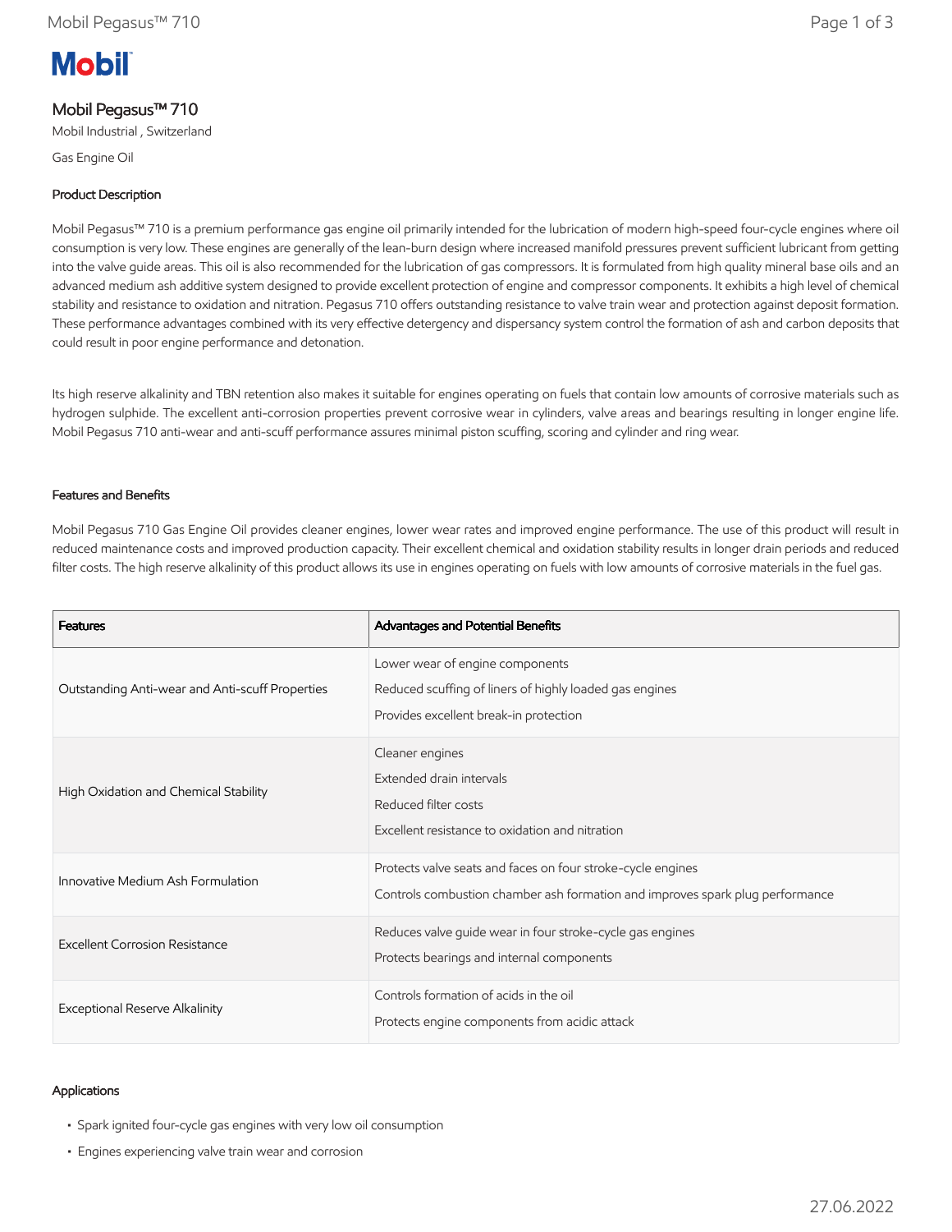# Mobil Pegasus™ 710

Mobil Industrial , Switzerland

Gas Engine Oil

## Product Description

Mobil Pegasus™ 710 is a premium performance gas engine oil primarily intended for the lubrication of modern high-speed four-cycle engines where oil consumption is very low. These engines are generally of the lean-burn design where increased manifold pressures prevent sufficient lubricant from getting into the valve guide areas. This oil is also recommended for the lubrication of gas compressors. It is formulated from high quality mineral base oils and an advanced medium ash additive system designed to provide excellent protection of engine and compressor components. It exhibits a high level of chemical stability and resistance to oxidation and nitration. Pegasus 710 offers outstanding resistance to valve train wear and protection against deposit formation. These performance advantages combined with its very effective detergency and dispersancy system control the formation of ash and carbon deposits that could result in poor engine performance and detonation.

Its high reserve alkalinity and TBN retention also makes it suitable for engines operating on fuels that contain low amounts of corrosive materials such as hydrogen sulphide. The excellent anti-corrosion properties prevent corrosive wear in cylinders, valve areas and bearings resulting in longer engine life. Mobil Pegasus 710 anti-wear and anti-scuff performance assures minimal piston scuffing, scoring and cylinder and ring wear.

## Features and Benefits

Mobil Pegasus 710 Gas Engine Oil provides cleaner engines, lower wear rates and improved engine performance. The use of this product will result in reduced maintenance costs and improved production capacity. Their excellent chemical and oxidation stability results in longer drain periods and reduced filter costs. The high reserve alkalinity of this product allows its use in engines operating on fuels with low amounts of corrosive materials in the fuel gas.

| Features | Advantages and Potential Benefits |
|---|---|
| Outstanding Anti-wear and Anti-scuff Properties | Lower wear of engine components<br>Reduced scuffing of liners of highly loaded gas engines<br>Provides excellent break-in protection |
| High Oxidation and Chemical Stability | Cleaner engines<br>Extended drain intervals<br>Reduced filter costs<br>Excellent resistance to oxidation and nitration |
| Innovative Medium Ash Formulation | Protects valve seats and faces on four stroke-cycle engines<br>Controls combustion chamber ash formation and improves spark plug performance |
| Excellent Corrosion Resistance | Reduces valve guide wear in four stroke-cycle gas engines<br>Protects bearings and internal components |
| Exceptional Reserve Alkalinity | Controls formation of acids in the oil<br>Protects engine components from acidic attack |

## Applications

- Spark ignited four-cycle gas engines with very low oil consumption
- Engines experiencing valve train wear and corrosion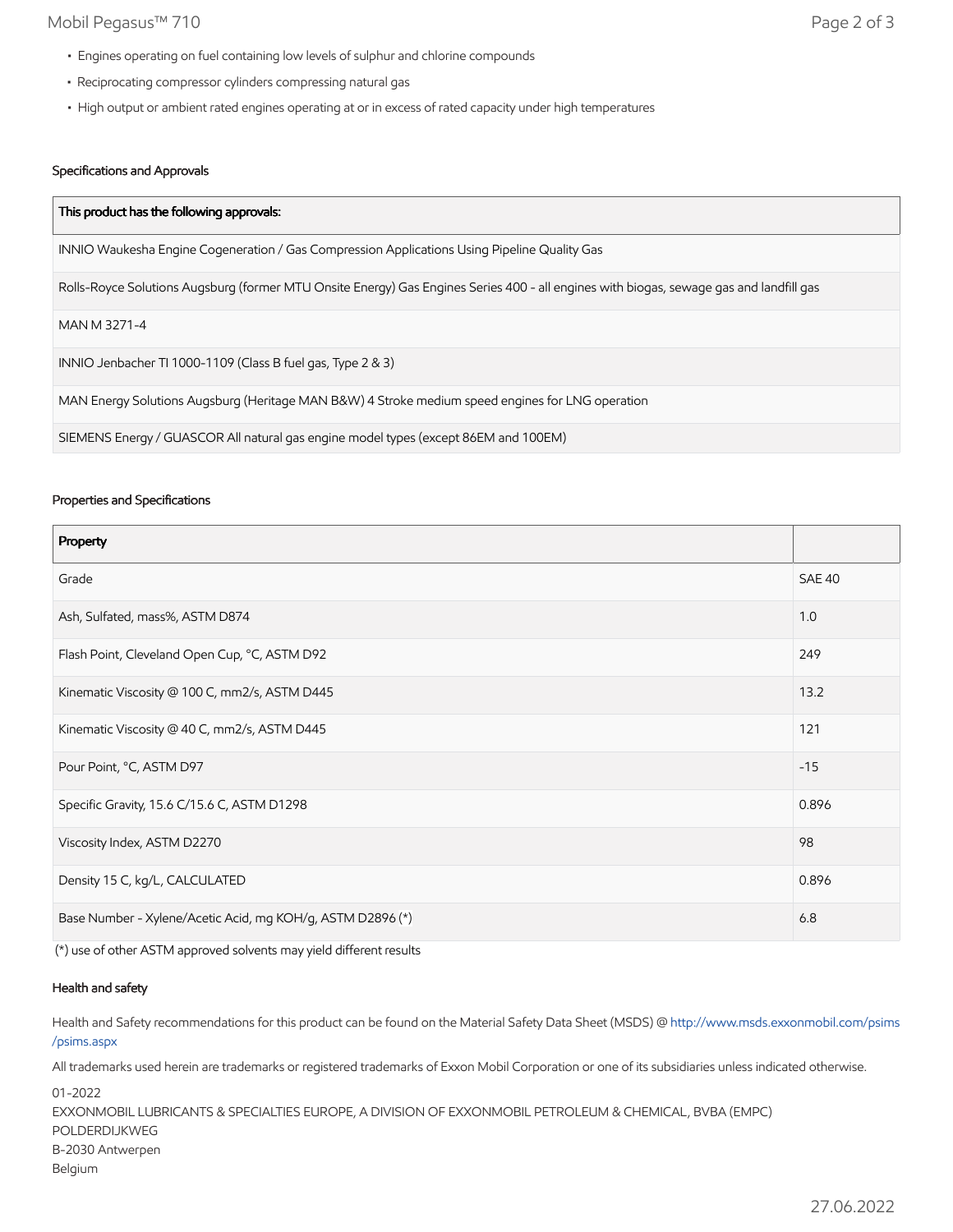- Engines operating on fuel containing low levels of sulphur and chlorine compounds
- Reciprocating compressor cylinders compressing natural gas
- High output or ambient rated engines operating at or in excess of rated capacity under high temperatures

### Specifications and Approvals

| This product has the following approvals: |
| --- |
| INNIO Waukesha Engine Cogeneration / Gas Compression Applications Using Pipeline Quality Gas |
| Rolls-Royce Solutions Augsburg (former MTU Onsite Energy) Gas Engines Series 400 - all engines with biogas, sewage gas and landfill gas |
| MAN M 3271-4 |
| INNIO Jenbacher TI 1000-1109 (Class B fuel gas, Type 2 & 3) |
| MAN Energy Solutions Augsburg (Heritage MAN B&W) 4 Stroke medium speed engines for LNG operation |
| SIEMENS Energy / GUASCOR All natural gas engine model types (except 86EM and 100EM) |

### Properties and Specifications

| Property | |
| --- | --- |
| Grade | SAE 40 |
| Ash, Sulfated, mass%, ASTM D874 | 1.0 |
| Flash Point, Cleveland Open Cup, °C, ASTM D92 | 249 |
| Kinematic Viscosity @ 100 C, mm2/s, ASTM D445 | 13.2 |
| Kinematic Viscosity @ 40 C, mm2/s, ASTM D445 | 121 |
| Pour Point, °C, ASTM D97 | -15 |
| Specific Gravity, 15.6 C/15.6 C, ASTM D1298 | 0.896 |
| Viscosity Index, ASTM D2270 | 98 |
| Density 15 C, kg/L, CALCULATED | 0.896 |
| Base Number - Xylene/Acetic Acid, mg KOH/g, ASTM D2896 (*) | 6.8 |

(*) use of other ASTM approved solvents may yield different results

### Health and safety

Health and Safety recommendations for this product can be found on the Material Safety Data Sheet (MSDS) @ http://www.msds.exxonmobil.com/psims/psims.aspx

All trademarks used herein are trademarks or registered trademarks of Exxon Mobil Corporation or one of its subsidiaries unless indicated otherwise.

01-2022
EXXONMOBIL LUBRICANTS & SPECIALTIES EUROPE, A DIVISION OF EXXONMOBIL PETROLEUM & CHEMICAL, BVBA (EMPC)
POLDERDIJKWEG
B-2030 Antwerpen
Belgium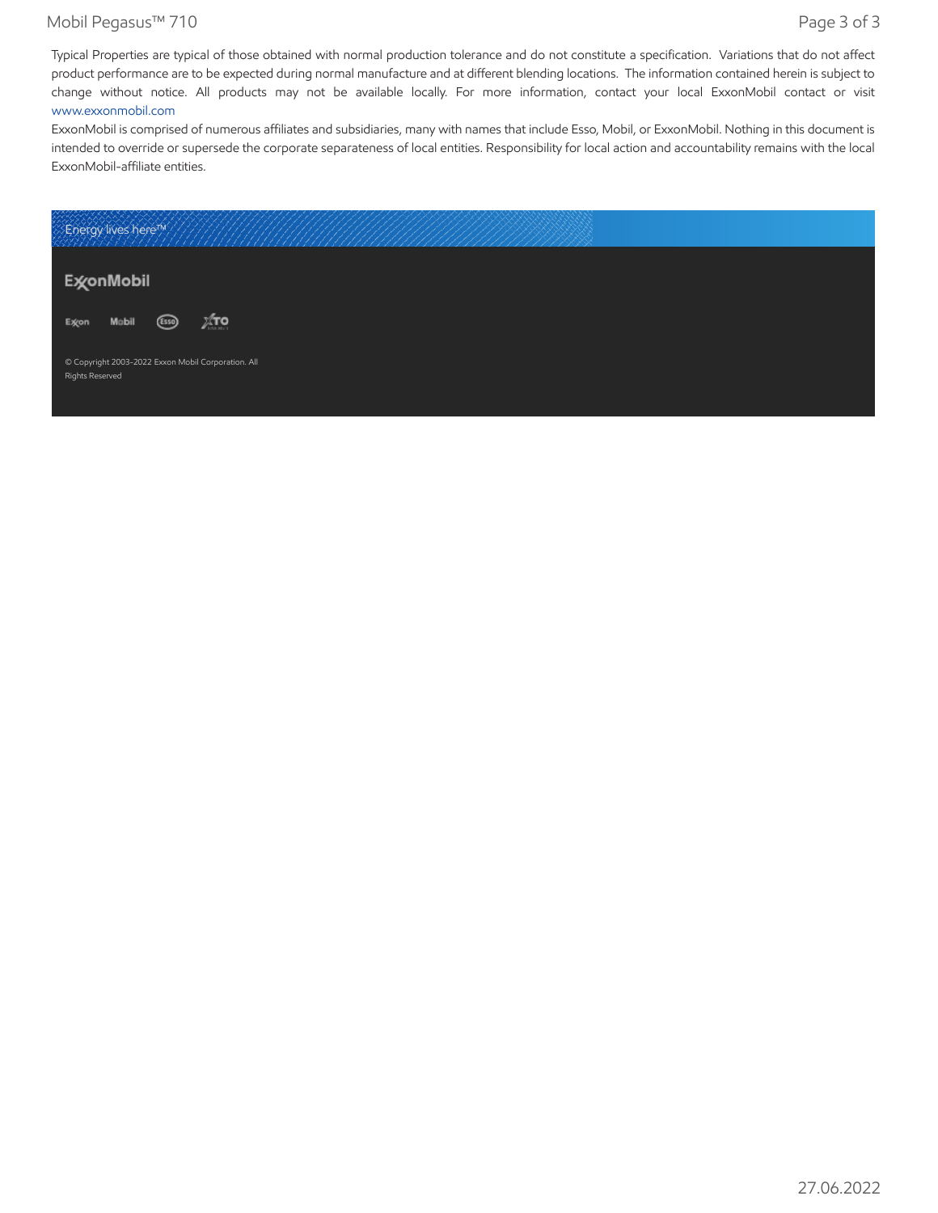Typical Properties are typical of those obtained with normal production tolerance and do not constitute a specification. Variations that do not affect product performance are to be expected during normal manufacture and at different blending locations. The information contained herein is subject to change without notice. All products may not be available locally. For more information, contact your local ExxonMobil contact or visit www.exxonmobil.com

ExxonMobil is comprised of numerous affiliates and subsidiaries, many with names that include Esso, Mobil, or ExxonMobil. Nothing in this document is intended to override or supersede the corporate separateness of local entities. Responsibility for local action and accountability remains with the local ExxonMobil-affiliate entities.

Energy lives here™

ExxonMobil

Exxon Mobil Esso XTO

© Copyright 2003-2022 Exxon Mobil Corporation. All Rights Reserved

27.06.2022